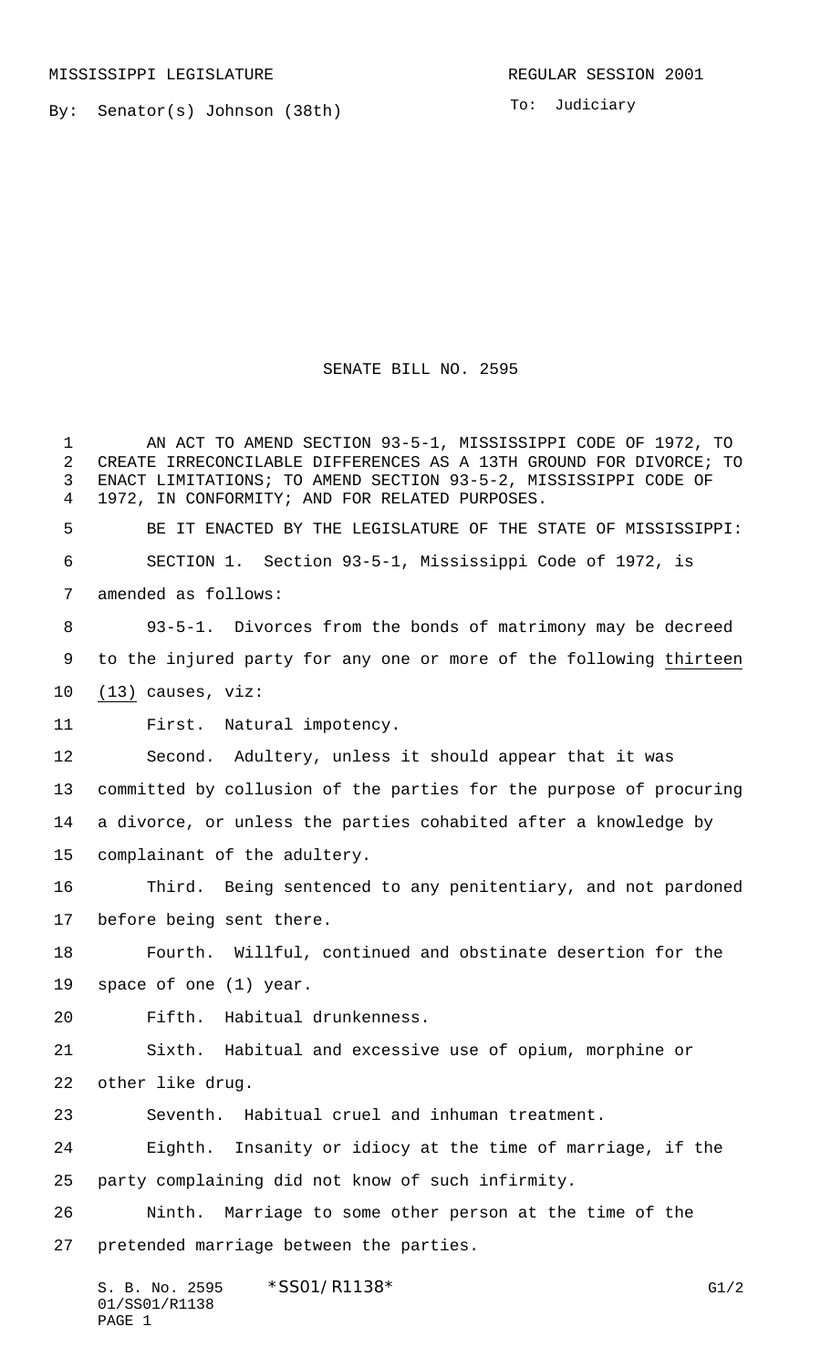MISSISSIPPI LEGISLATURE REGULAR SESSION 2001

By: Senator(s) Johnson (38th)

To: Judiciary

# SENATE BILL NO. 2595

AN ACT TO AMEND SECTION 93-5-1, MISSISSIPPI CODE OF 1972, TO CREATE IRRECONCILABLE DIFFERENCES AS A 13TH GROUND FOR DIVORCE; TO ENACT LIMITATIONS; TO AMEND SECTION 93-5-2, MISSISSIPPI CODE OF 1972, IN CONFORMITY; AND FOR RELATED PURPOSES.

BE IT ENACTED BY THE LEGISLATURE OF THE STATE OF MISSISSIPPI:

SECTION 1. Section 93-5-1, Mississippi Code of 1972, is amended as follows:

93-5-1. Divorces from the bonds of matrimony may be decreed to the injured party for any one or more of the following thirteen (13) causes, viz:

First. Natural impotency.

Second. Adultery, unless it should appear that it was committed by collusion of the parties for the purpose of procuring a divorce, or unless the parties cohabited after a knowledge by complainant of the adultery.

Third. Being sentenced to any penitentiary, and not pardoned before being sent there.

Fourth. Willful, continued and obstinate desertion for the space of one (1) year.

Fifth. Habitual drunkenness.

Sixth. Habitual and excessive use of opium, morphine or other like drug.

Seventh. Habitual cruel and inhuman treatment.

Eighth. Insanity or idiocy at the time of marriage, if the party complaining did not know of such infirmity.

Ninth. Marriage to some other person at the time of the pretended marriage between the parties.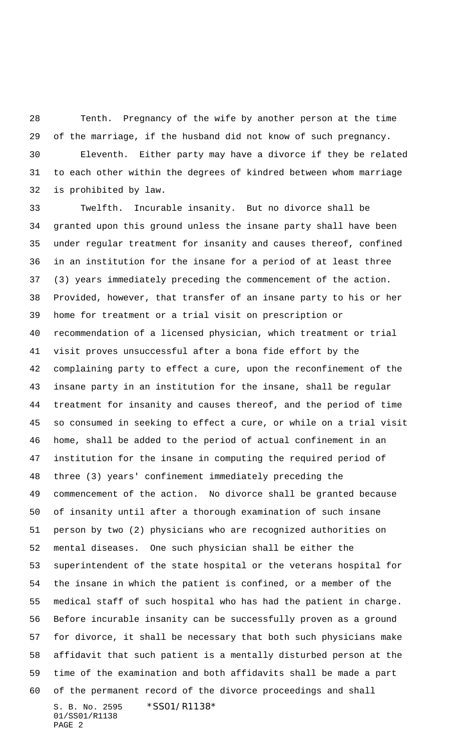Tenth. Pregnancy of the wife by another person at the time of the marriage, if the husband did not know of such pregnancy.

Eleventh. Either party may have a divorce if they be related to each other within the degrees of kindred between whom marriage is prohibited by law.

Twelfth. Incurable insanity. But no divorce shall be granted upon this ground unless the insane party shall have been under regular treatment for insanity and causes thereof, confined in an institution for the insane for a period of at least three (3) years immediately preceding the commencement of the action. Provided, however, that transfer of an insane party to his or her home for treatment or a trial visit on prescription or recommendation of a licensed physician, which treatment or trial visit proves unsuccessful after a bona fide effort by the complaining party to effect a cure, upon the reconfinement of the insane party in an institution for the insane, shall be regular treatment for insanity and causes thereof, and the period of time so consumed in seeking to effect a cure, or while on a trial visit home, shall be added to the period of actual confinement in an institution for the insane in computing the required period of three (3) years' confinement immediately preceding the commencement of the action. No divorce shall be granted because of insanity until after a thorough examination of such insane person by two (2) physicians who are recognized authorities on mental diseases. One such physician shall be either the superintendent of the state hospital or the veterans hospital for the insane in which the patient is confined, or a member of the medical staff of such hospital who has had the patient in charge. Before incurable insanity can be successfully proven as a ground for divorce, it shall be necessary that both such physicians make affidavit that such patient is a mentally disturbed person at the time of the examination and both affidavits shall be made a part of the permanent record of the divorce proceedings and shall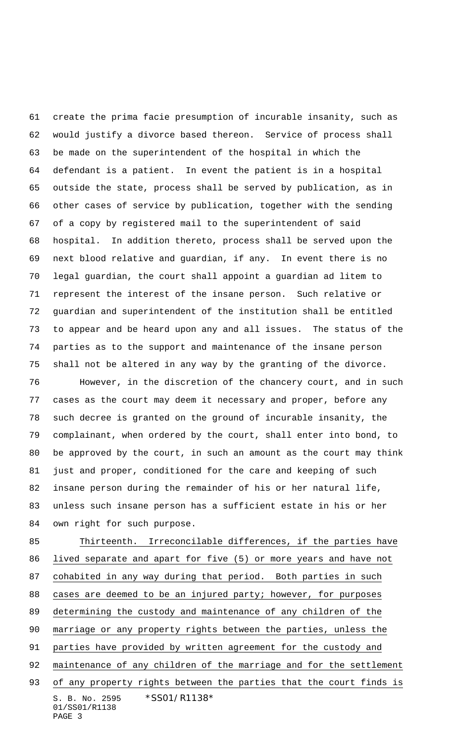create the prima facie presumption of incurable insanity, such as would justify a divorce based thereon. Service of process shall be made on the superintendent of the hospital in which the defendant is a patient. In event the patient is in a hospital outside the state, process shall be served by publication, as in other cases of service by publication, together with the sending of a copy by registered mail to the superintendent of said hospital. In addition thereto, process shall be served upon the next blood relative and guardian, if any. In event there is no legal guardian, the court shall appoint a guardian ad litem to represent the interest of the insane person. Such relative or guardian and superintendent of the institution shall be entitled to appear and be heard upon any and all issues. The status of the parties as to the support and maintenance of the insane person shall not be altered in any way by the granting of the divorce.

However, in the discretion of the chancery court, and in such cases as the court may deem it necessary and proper, before any such decree is granted on the ground of incurable insanity, the complainant, when ordered by the court, shall enter into bond, to be approved by the court, in such an amount as the court may think just and proper, conditioned for the care and keeping of such insane person during the remainder of his or her natural life, unless such insane person has a sufficient estate in his or her own right for such purpose.

Thirteenth. Irreconcilable differences, if the parties have lived separate and apart for five (5) or more years and have not cohabited in any way during that period. Both parties in such cases are deemed to be an injured party; however, for purposes determining the custody and maintenance of any children of the marriage or any property rights between the parties, unless the parties have provided by written agreement for the custody and maintenance of any children of the marriage and for the settlement of any property rights between the parties that the court finds is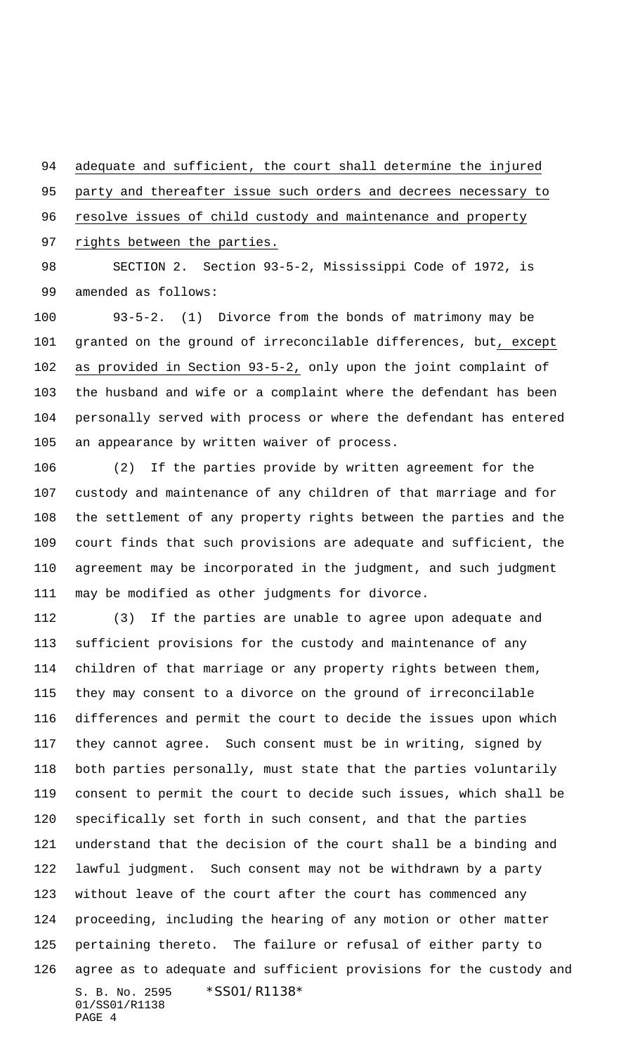adequate and sufficient, the court shall determine the injured party and thereafter issue such orders and decrees necessary to resolve issues of child custody and maintenance and property rights between the parties.

SECTION 2. Section 93-5-2, Mississippi Code of 1972, is amended as follows:

93-5-2. (1) Divorce from the bonds of matrimony may be granted on the ground of irreconcilable differences, but, except as provided in Section 93-5-2, only upon the joint complaint of the husband and wife or a complaint where the defendant has been personally served with process or where the defendant has entered an appearance by written waiver of process.

(2) If the parties provide by written agreement for the custody and maintenance of any children of that marriage and for the settlement of any property rights between the parties and the court finds that such provisions are adequate and sufficient, the agreement may be incorporated in the judgment, and such judgment may be modified as other judgments for divorce.

(3) If the parties are unable to agree upon adequate and sufficient provisions for the custody and maintenance of any children of that marriage or any property rights between them, they may consent to a divorce on the ground of irreconcilable differences and permit the court to decide the issues upon which they cannot agree. Such consent must be in writing, signed by both parties personally, must state that the parties voluntarily consent to permit the court to decide such issues, which shall be specifically set forth in such consent, and that the parties understand that the decision of the court shall be a binding and lawful judgment. Such consent may not be withdrawn by a party without leave of the court after the court has commenced any proceeding, including the hearing of any motion or other matter pertaining thereto. The failure or refusal of either party to agree as to adequate and sufficient provisions for the custody and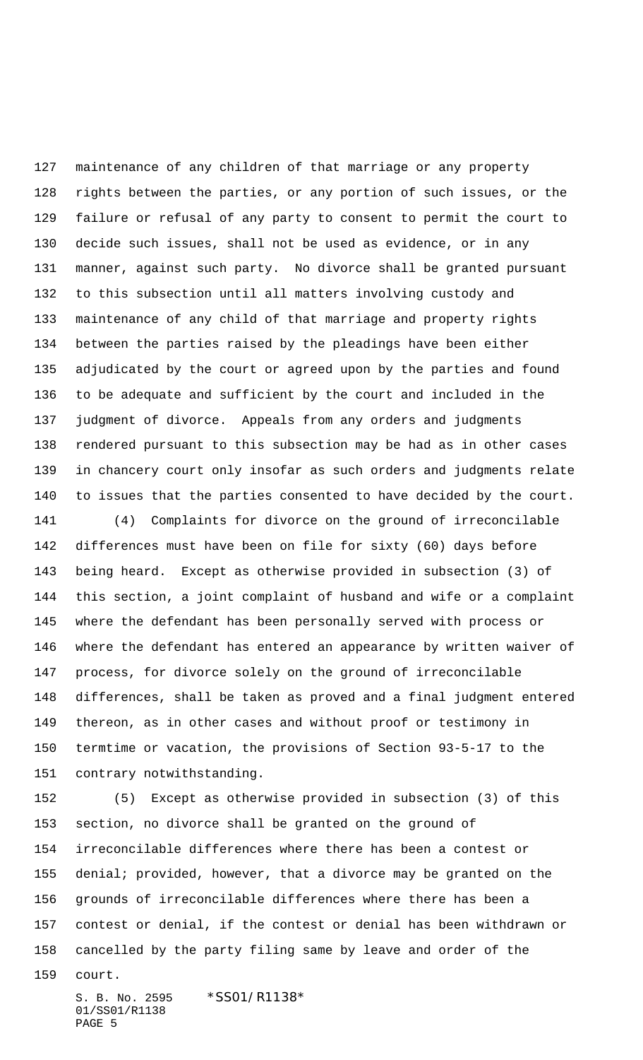maintenance of any children of that marriage or any property rights between the parties, or any portion of such issues, or the failure or refusal of any party to consent to permit the court to decide such issues, shall not be used as evidence, or in any manner, against such party. No divorce shall be granted pursuant to this subsection until all matters involving custody and maintenance of any child of that marriage and property rights between the parties raised by the pleadings have been either adjudicated by the court or agreed upon by the parties and found to be adequate and sufficient by the court and included in the judgment of divorce. Appeals from any orders and judgments rendered pursuant to this subsection may be had as in other cases in chancery court only insofar as such orders and judgments relate to issues that the parties consented to have decided by the court.

(4) Complaints for divorce on the ground of irreconcilable differences must have been on file for sixty (60) days before being heard. Except as otherwise provided in subsection (3) of this section, a joint complaint of husband and wife or a complaint where the defendant has been personally served with process or where the defendant has entered an appearance by written waiver of process, for divorce solely on the ground of irreconcilable differences, shall be taken as proved and a final judgment entered thereon, as in other cases and without proof or testimony in termtime or vacation, the provisions of Section 93-5-17 to the contrary notwithstanding.

(5) Except as otherwise provided in subsection (3) of this section, no divorce shall be granted on the ground of irreconcilable differences where there has been a contest or denial; provided, however, that a divorce may be granted on the grounds of irreconcilable differences where there has been a contest or denial, if the contest or denial has been withdrawn or cancelled by the party filing same by leave and order of the court.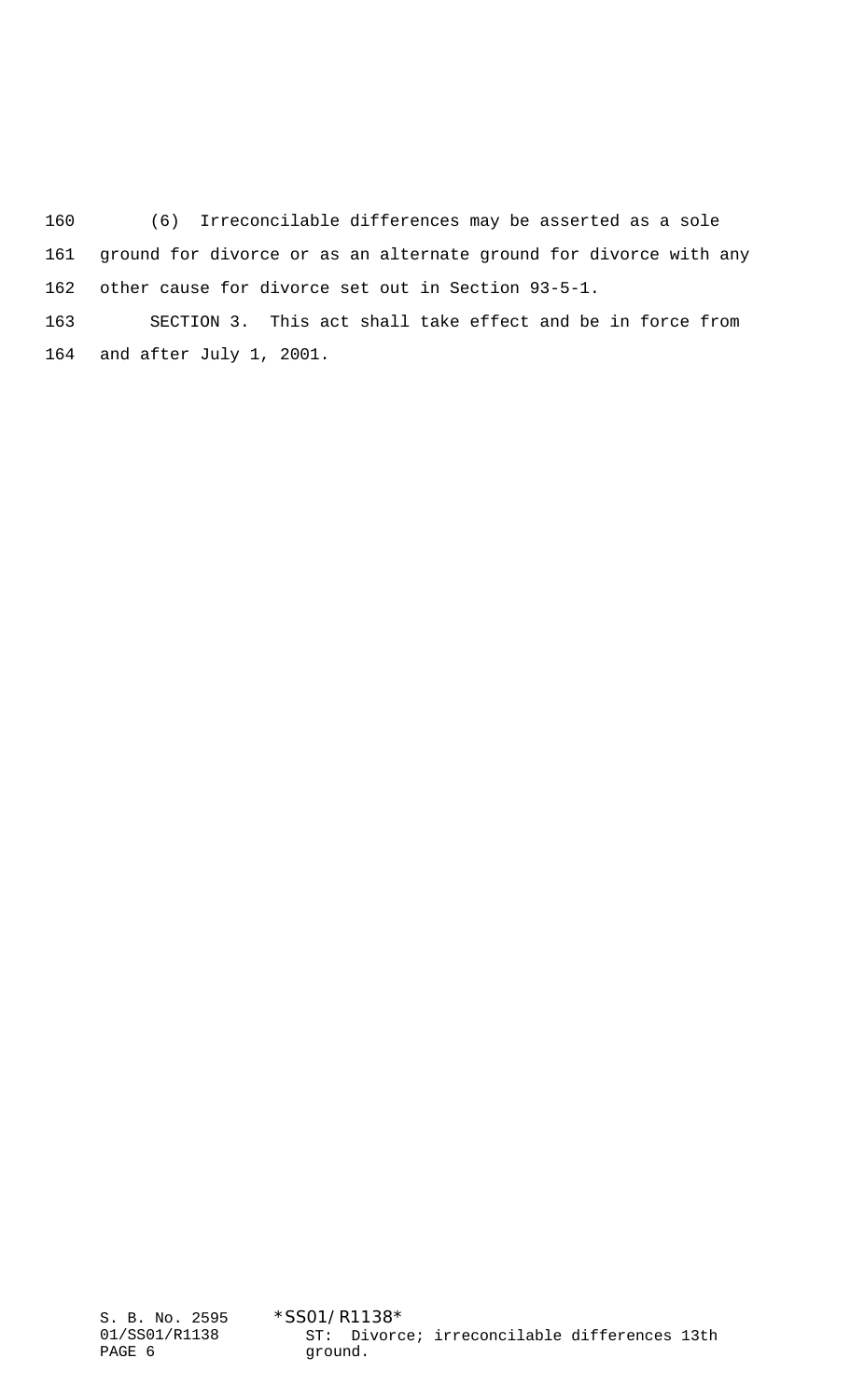(6) Irreconcilable differences may be asserted as a sole ground for divorce or as an alternate ground for divorce with any other cause for divorce set out in Section 93-5-1.

SECTION 3. This act shall take effect and be in force from and after July 1, 2001.